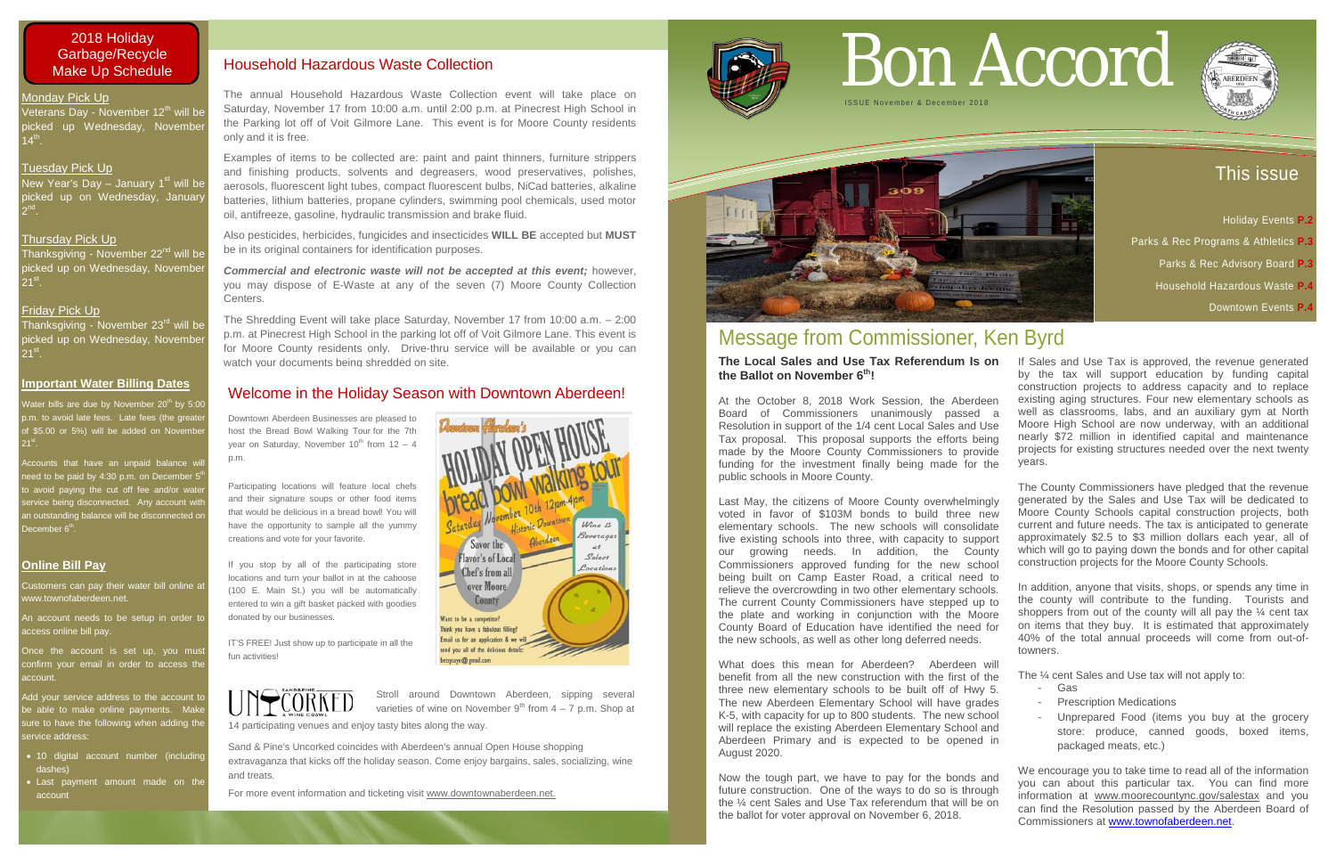## 2018 Holiday Garbage/Recycle Make Up Schedule

### Monday Pick Up

Veterans Day - November 12th will be picked up Wednesday, November 14th.

### Tuesday Pick Up

New Year's Day – January 1st will be picked up on Wednesday, January 2nd.

### Thursday Pick Up

Thanksgiving - November 22nd will be picked up on Wednesday, November 21st.

### Friday Pick Up

Thanksgiving - November 23rd will be picked up on Wednesday, November 21st.

### Important Water Billing Dates

Water bills are due by November 20th by 5:00 p.m. to avoid late fees. Late fees (the greater of $5.00 or 5%) will be added on November 21st.

Accounts that have an unpaid balance will need to be paid by 4:30 p.m. on December 5th to avoid paying the cut off fee and/or water service being disconnected. Any account with an outstanding balance will be disconnected on December 6th.

### Online Bill Pay

Customers can pay their water bill online at www.townofaberdeen.net.

An account needs to be setup in order to access online bill pay.

Once the account is set up, you must confirm your email in order to access the account.

Add your service address to the account to be able to make online payments. Make sure to have the following when adding the service address:

- 10 digital account number (including dashes)
- Last payment amount made on the account

## Household Hazardous Waste Collection

The annual Household Hazardous Waste Collection event will take place on Saturday, November 17 from 10:00 a.m. until 2:00 p.m. at Pinecrest High School in the Parking lot off of Voit Gilmore Lane. This event is for Moore County residents only and it is free.

Examples of items to be collected are: paint and paint thinners, furniture strippers and finishing products, solvents and degreasers, wood preservatives, polishes, aerosols, fluorescent light tubes, compact fluorescent bulbs, NiCad batteries, alkaline batteries, lithium batteries, propane cylinders, swimming pool chemicals, used motor oil, antifreeze, gasoline, hydraulic transmission and brake fluid.

Also pesticides, herbicides, fungicides and insecticides **WILL BE** accepted but **MUST** be in its original containers for identification purposes.

***Commercial and electronic waste will not be accepted at this event;*** however, you may dispose of E-Waste at any of the seven (7) Moore County Collection Centers.

The Shredding Event will take place Saturday, November 17 from 10:00 a.m. – 2:00 p.m. at Pinecrest High School in the parking lot off of Voit Gilmore Lane. This event is for Moore County residents only. Drive-thru service will be available or you can watch your documents being shredded on site.

## Welcome in the Holiday Season with Downtown Aberdeen!

Downtown Aberdeen Businesses are pleased to host the Bread Bowl Walking Tour for the 7th year on Saturday, November 10th from 12 – 4 p.m.

Participating locations will feature local chefs and their signature soups or other food items that would be delicious in a bread bowl! You will have the opportunity to sample all the yummy creations and vote for your favorite.

If you stop by all of the participating store locations and turn your ballot in at the caboose (100 E. Main St.) you will be automatically entered to win a gift basket packed with goodies donated by our businesses.

IT'S FREE! Just show up to participate in all the fun activities!

Downtown Aberdeen's HOLIDAY OPEN HOUSE bread bowl walking tour
Saturday November 10th 12pm-4pm Historic Downtown Aberdeen
Savor the Flavor's of Local Chef's from all over Moore County
Wine & Beverages at Select Locations
Want to be a competitor? Think you have a fabulous filling? Email us for an application & we will send you all of the delicious details: betsyaye@gmail.com

UNCORKED — SANDHILLS & WINE CRAWL

Stroll around Downtown Aberdeen, sipping several varieties of wine on November 9th from 4 – 7 p.m. Shop at 14 participating venues and enjoy tasty bites along the way.

Sand & Pine's Uncorked coincides with Aberdeen's annual Open House shopping extravaganza that kicks off the holiday season. Come enjoy bargains, sales, socializing, wine and treats.

For more event information and ticketing visit www.downtownaberdeen.net.

# Bon Accord

ISSUE November & December 2018

## This issue

- Holiday Events **P.2**
- Parks & Rec Programs & Athletics **P.3**
- Parks & Rec Advisory Board **P.3**
- Household Hazardous Waste **P.4**
- Downtown Events **P.4**

## Message from Commissioner, Ken Byrd

**The Local Sales and Use Tax Referendum Is on the Ballot on November 6th!**

At the October 8, 2018 Work Session, the Aberdeen Board of Commissioners unanimously passed a Resolution in support of the 1/4 cent Local Sales and Use Tax proposal. This proposal supports the efforts being made by the Moore County Commissioners to provide funding for the investment finally being made for the public schools in Moore County.

Last May, the citizens of Moore County overwhelmingly voted in favor of $103M bonds to build three new elementary schools. The new schools will consolidate five existing schools into three, with capacity to support our growing needs. In addition, the County Commissioners approved funding for the new school being built on Camp Easter Road, a critical need to relieve the overcrowding in two other elementary schools. The current County Commissioners have stepped up to the plate and working in conjunction with the Moore County Board of Education have identified the need for the new schools, as well as other long deferred needs.

What does this mean for Aberdeen? Aberdeen will benefit from all the new construction with the first of the three new elementary schools to be built off of Hwy 5. The new Aberdeen Elementary School will have grades K-5, with capacity for up to 800 students. The new school will replace the existing Aberdeen Elementary School and Aberdeen Primary and is expected to be opened in August 2020.

Now the tough part, we have to pay for the bonds and future construction. One of the ways to do so is through the ¼ cent Sales and Use Tax referendum that will be on the ballot for voter approval on November 6, 2018.

If Sales and Use Tax is approved, the revenue generated by the tax will support education by funding capital construction projects to address capacity and to replace existing aging structures. Four new elementary schools as well as classrooms, labs, and an auxiliary gym at North Moore High School are now underway, with an additional nearly $72 million in identified capital and maintenance projects for existing structures needed over the next twenty years.

The County Commissioners have pledged that the revenue generated by the Sales and Use Tax will be dedicated to Moore County Schools capital construction projects, both current and future needs. The tax is anticipated to generate approximately $2.5 to $3 million dollars each year, all of which will go to paying down the bonds and for other capital construction projects for the Moore County Schools.

In addition, anyone that visits, shops, or spends any time in the county will contribute to the funding. Tourists and shoppers from out of the county will all pay the ¼ cent tax on items that they buy. It is estimated that approximately 40% of the total annual proceeds will come from out-of-towners.

The ¼ cent Sales and Use tax will not apply to:

- Gas
- Prescription Medications
- Unprepared Food (items you buy at the grocery store: produce, canned goods, boxed items, packaged meats, etc.)

We encourage you to take time to read all of the information you can about this particular tax. You can find more information at www.moorecountync.gov/salestax and you can find the Resolution passed by the Aberdeen Board of Commissioners at www.townofaberdeen.net.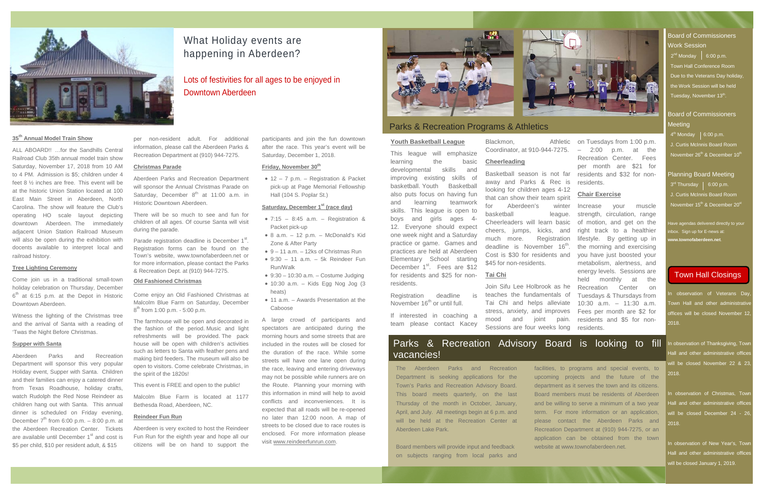# What Holiday events are happening in Aberdeen?

## Lots of festivities for all ages to be enjoyed in Downtown Aberdeen

### 35th Annual Model Train Show

ALL ABOARD!! …for the Sandhills Central Railroad Club 35th annual model train show Saturday, November 17, 2018 from 10 AM to 4 PM. Admission is $5; children under 4 feet 8 ½ inches are free. This event will be at the historic Union Station located at 100 East Main Street in Aberdeen, North Carolina. The show will feature the Club's operating HO scale layout depicting downtown Aberdeen. The immediately adjacent Union Station Railroad Museum will also be open during the exhibition with docents available to interpret local and railroad history.

### Tree Lighting Ceremony

Come join us in a traditional small-town holiday celebration on Thursday, December 6th at 6:15 p.m. at the Depot in Historic Downtown Aberdeen.

Witness the lighting of the Christmas tree and the arrival of Santa with a reading of 'Twas the Night Before Christmas.

### Supper with Santa

Aberdeen Parks and Recreation Department will sponsor this very popular Holiday event, Supper with Santa. Children and their families can enjoy a catered dinner from Texas Roadhouse, holiday crafts, watch Rudolph the Red Nose Reindeer as children hang out with Santa. This annual dinner is scheduled on Friday evening, December 7th from 6:00 p.m. – 8:00 p.m. at the Aberdeen Recreation Center. Tickets are available until December 1st and cost is $5 per child, $10 per resident adult, & $15 per non-resident adult. For additional information, please call the Aberdeen Parks & Recreation Department at (910) 944-7275.

### Christmas Parade

Aberdeen Parks and Recreation Department will sponsor the Annual Christmas Parade on Saturday, December 8th at 11:00 a.m. in Historic Downtown Aberdeen.

There will be so much to see and fun for children of all ages. Of course Santa will visit during the parade.

Parade registration deadline is December 1st. Registration forms can be found on the Town's website, www.townofaberdeen.net or for more information, please contact the Parks & Recreation Dept. at (910) 944-7275.

### Old Fashioned Christmas

Come enjoy an Old Fashioned Christmas at Malcolm Blue Farm on Saturday, December 8th from 1:00 p.m. - 5:00 p.m.

The farmhouse will be open and decorated in the fashion of the period. Music and light refreshments will be provided. The pack house will be open with children's activities such as letters to Santa with feather pens and making bird feeders. The museum will also be open to visitors. Come celebrate Christmas, in the spirit of the 1820s!

This event is FREE and open to the public!

Malcolm Blue Farm is located at 1177 Bethesda Road, Aberdeen, NC.

### Reindeer Fun Run

Aberdeen is very excited to host the Reindeer Fun Run for the eighth year and hope all our citizens will be on hand to support the participants and join the fun downtown after the race. This year's event will be Saturday, December 1, 2018.

**Friday, November 30th**

- 12 – 7 p.m. – Registration & Packet pick-up at Page Memorial Fellowship Hall (104 S. Poplar St.)

**Saturday, December 1st (race day)**

- 7:15 – 8:45 a.m. – Registration & Packet pick-up
- 8 a.m. – 12 p.m. – McDonald's Kid Zone & After Party
- 9 – 11 a.m. – 12ks of Christmas Run
- 9:30 – 11 a.m. – 5k Reindeer Fun Run/Walk
- 9:30 – 10:30 a.m. – Costume Judging
- 10:30 a.m. – Kids Egg Nog Jog (3 heats)
- 11 a.m. – Awards Presentation at the Caboose

A large crowd of participants and spectators are anticipated during the morning hours and some streets that are included in the routes will be closed for the duration of the race. While some streets will have one lane open during the race, leaving and entering driveways may not be possible while runners are on the Route. Planning your morning with this information in mind will help to avoid conflicts and inconveniences. It is expected that all roads will be re-opened no later than 12:00 noon. A map of streets to be closed due to race routes is enclosed. For more information please visit www.reindeerfunrun.com.

# Parks & Recreation Programs & Athletics

### Youth Basketball League

This league will emphasize learning the basic developmental skills and improving existing skills of basketball. Youth Basketball also puts focus on having fun and learning teamwork skills. This league is open to boys and girls ages 4-12. Everyone should expect one week night and a Saturday practice or game. Games and practices are held at Aberdeen Elementary School starting December 1st. Fees are $12 for residents and $25 for non-residents.

Registration deadline is November 16th or until full.

If interested in coaching a team please contact Kacey Blackmon, Athletic Coordinator, at 910-944-7275.

### Cheerleading

Basketball season is not far away and Parks & Rec is looking for children ages 4-12 that can show their team spirit for Aberdeen's winter basketball league. Cheerleaders will learn basic cheers, jumps, kicks, and much more. Registration deadline is November 16th. Cost is $30 for residents and $45 for non-residents.

### Tai Chi

Join Sifu Lee Holbrook as he teaches the fundamentals of Tai Chi and helps alleviate stress, anxiety, and improves mood and joint pain. Sessions are four weeks long on Tuesdays from 1:00 p.m. – 2:00 p.m. at the Recreation Center. Fees per month are $21 for residents and $32 for non-residents.

### Chair Exercise

Increase your muscle strength, circulation, range of motion, and get on the right track to a healthier lifestyle. By getting up in the morning and exercising you have just boosted your metabolism, alertness, and energy levels. Sessions are held monthly at the Recreation Center on Tuesdays & Thursdays from 10:30 a.m. – 11:30 a.m. Fees per month are $2 for residents and $5 for non-residents.

## Parks & Recreation Advisory Board is looking to fill vacancies!

The Aberdeen Parks and Recreation Department is seeking applications for the Town's Parks and Recreation Advisory Board. This board meets quarterly, on the last Thursday of the month in October, January, April, and July. All meetings begin at 6 p.m. and will be held at the Recreation Center at Aberdeen Lake Park.

Board members will provide input and feedback on subjects ranging from local parks and facilities, to programs and special events, to upcoming projects and the future of the department as it serves the town and its citizens. Board members must be residents of Aberdeen and be willing to serve a minimum of a two year term. For more information or an application, please contact the Aberdeen Parks and Recreation Department at (910) 944-7275, or an application can be obtained from the town website at www.townofaberdeen.net.

### Board of Commissioners Work Session

2nd Monday | 6:00 p.m.

Town Hall Conference Room

Due to the Veterans Day holiday, the Work Session will be held Tuesday, November 13th.

### Board of Commissioners Meeting

4th Monday | 6:00 p.m.

J. Curtis McInnis Board Room

November 26th & December 10th

### Planning Board Meeting

3rd Thursday | 6:00 p.m.

J. Curtis McInnis Board Room

November 15th & December 20th

Have agendas delivered directly to your inbox. Sign up for E-news at: **www.townofaberdeen.net**.

### Town Hall Closings

In observation of Veterans Day, Town Hall and other administrative offices will be closed November 12, 2018.

In observation of Thanksgiving, Town Hall and other administrative offices will be closed November 22 & 23, 2018.

In observation of Christmas, Town Hall and other administrative offices will be closed December 24 - 26, 2018.

In observation of New Year's, Town Hall and other administrative offices will be closed January 1, 2019.